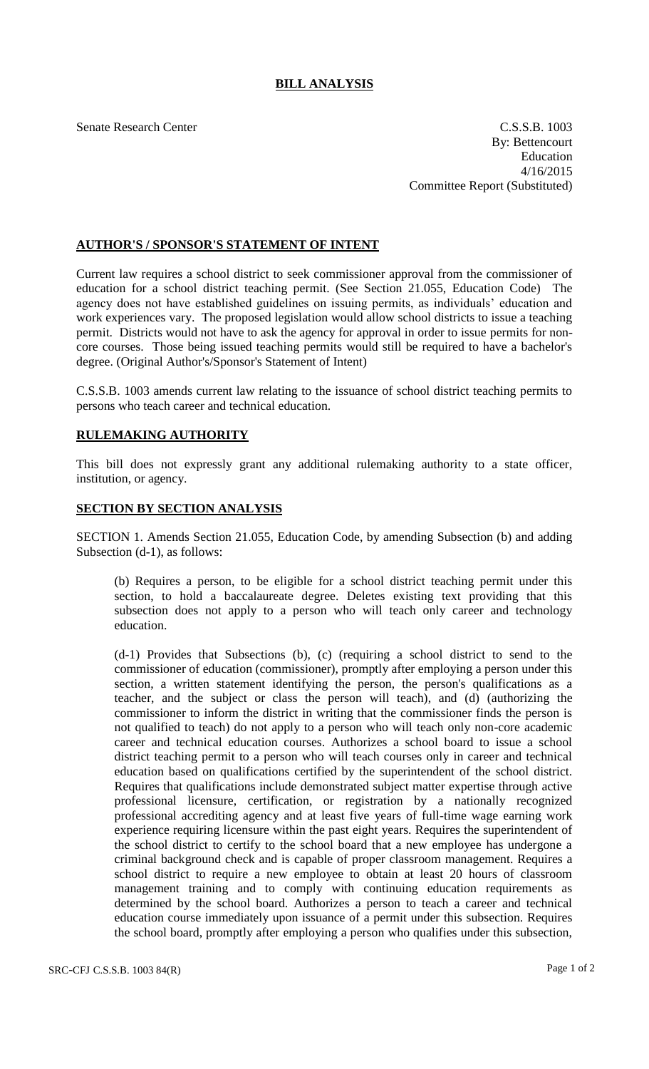# BILL ANALYSIS

Senate Research Center

C.S.S.B. 1003
By: Bettencourt
Education
4/16/2015
Committee Report (Substituted)

## AUTHOR'S / SPONSOR'S STATEMENT OF INTENT

Current law requires a school district to seek commissioner approval from the commissioner of education for a school district teaching permit. (See Section 21.055, Education Code) The agency does not have established guidelines on issuing permits, as individuals' education and work experiences vary. The proposed legislation would allow school districts to issue a teaching permit. Districts would not have to ask the agency for approval in order to issue permits for non-core courses. Those being issued teaching permits would still be required to have a bachelor's degree. (Original Author's/Sponsor's Statement of Intent)

C.S.S.B. 1003 amends current law relating to the issuance of school district teaching permits to persons who teach career and technical education.

## RULEMAKING AUTHORITY

This bill does not expressly grant any additional rulemaking authority to a state officer, institution, or agency.

## SECTION BY SECTION ANALYSIS

SECTION 1. Amends Section 21.055, Education Code, by amending Subsection (b) and adding Subsection (d-1), as follows:

(b) Requires a person, to be eligible for a school district teaching permit under this section, to hold a baccalaureate degree. Deletes existing text providing that this subsection does not apply to a person who will teach only career and technology education.

(d-1) Provides that Subsections (b), (c) (requiring a school district to send to the commissioner of education (commissioner), promptly after employing a person under this section, a written statement identifying the person, the person's qualifications as a teacher, and the subject or class the person will teach), and (d) (authorizing the commissioner to inform the district in writing that the commissioner finds the person is not qualified to teach) do not apply to a person who will teach only non-core academic career and technical education courses. Authorizes a school board to issue a school district teaching permit to a person who will teach courses only in career and technical education based on qualifications certified by the superintendent of the school district. Requires that qualifications include demonstrated subject matter expertise through active professional licensure, certification, or registration by a nationally recognized professional accrediting agency and at least five years of full-time wage earning work experience requiring licensure within the past eight years. Requires the superintendent of the school district to certify to the school board that a new employee has undergone a criminal background check and is capable of proper classroom management. Requires a school district to require a new employee to obtain at least 20 hours of classroom management training and to comply with continuing education requirements as determined by the school board. Authorizes a person to teach a career and technical education course immediately upon issuance of a permit under this subsection. Requires the school board, promptly after employing a person who qualifies under this subsection,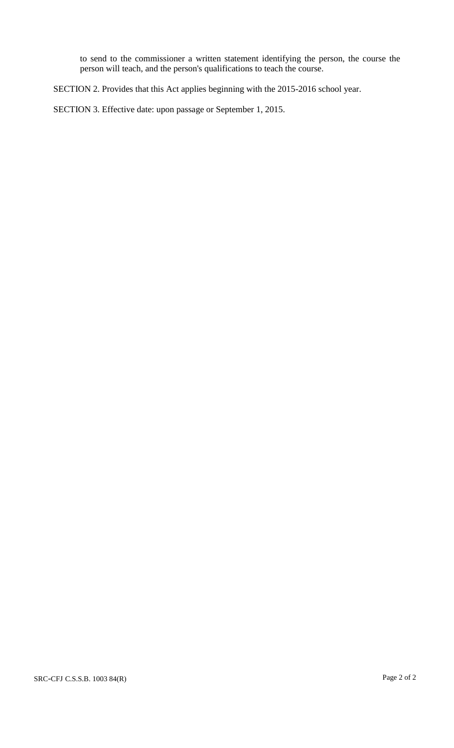to send to the commissioner a written statement identifying the person, the course the person will teach, and the person's qualifications to teach the course.

SECTION 2. Provides that this Act applies beginning with the 2015-2016 school year.

SECTION 3. Effective date: upon passage or September 1, 2015.